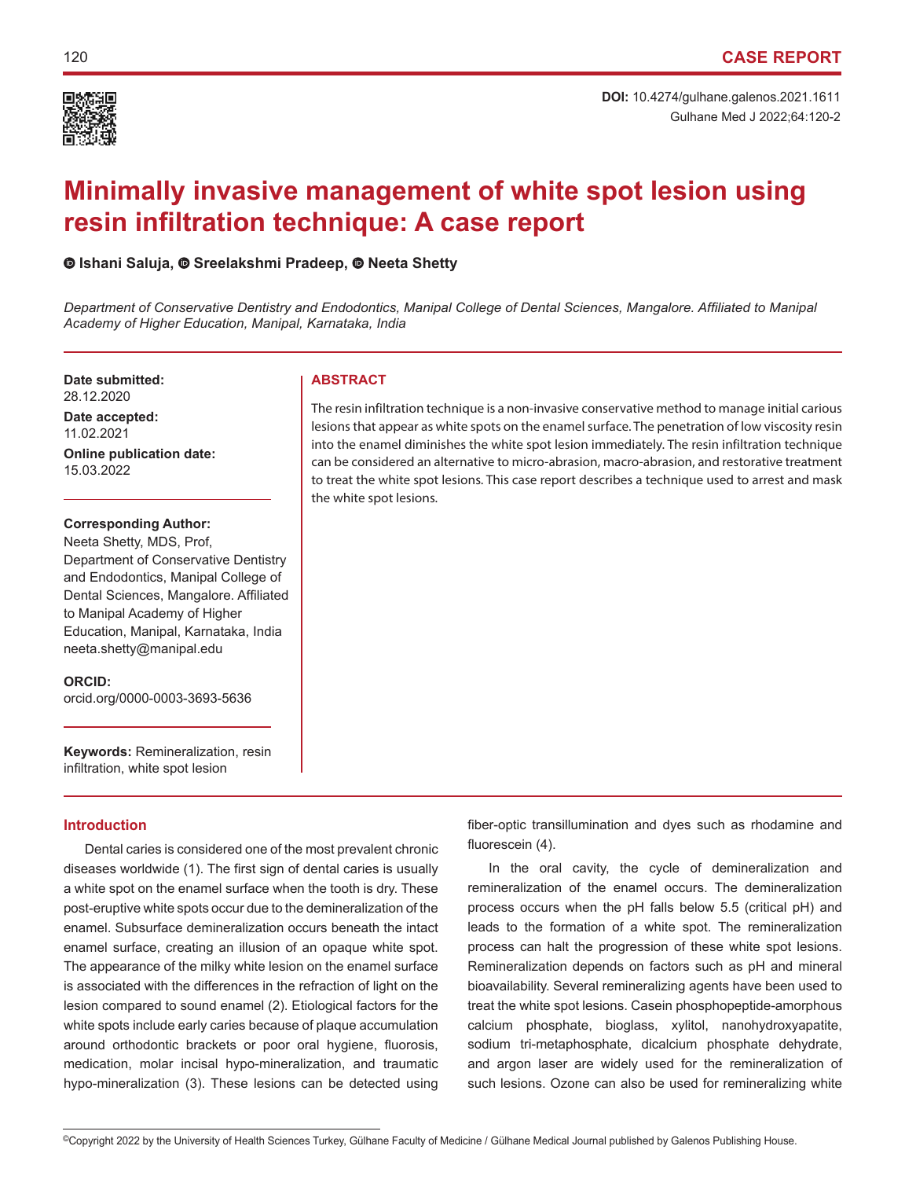CASE REPORT

**DOI:** 10.4274/gulhane.galenos.2021.1611

# Minimally invasive management of white spot lesion using resin infiltration technique: A case report

Ishani Saluja, Sreelakshmi Pradeep, Neeta Shetty

*Department of Conservative Dentistry and Endodontics, Manipal College of Dental Sciences, Mangalore. Affiliated to Manipal Academy of Higher Education, Manipal, Karnataka, India*

**Date submitted:**
28.12.2020

**Date accepted:**
11.02.2021

**Online publication date:**
15.03.2022

**Corresponding Author:**
Neeta Shetty, MDS, Prof, Department of Conservative Dentistry and Endodontics, Manipal College of Dental Sciences, Mangalore. Affiliated to Manipal Academy of Higher Education, Manipal, Karnataka, India
neeta.shetty@manipal.edu

**ORCID:**
orcid.org/0000-0003-3693-5636

**Keywords:** Remineralization, resin infiltration, white spot lesion

## ABSTRACT

The resin infiltration technique is a non-invasive conservative method to manage initial carious lesions that appear as white spots on the enamel surface. The penetration of low viscosity resin into the enamel diminishes the white spot lesion immediately. The resin infiltration technique can be considered an alternative to micro-abrasion, macro-abrasion, and restorative treatment to treat the white spot lesions. This case report describes a technique used to arrest and mask the white spot lesions.

## Introduction

Dental caries is considered one of the most prevalent chronic diseases worldwide (1). The first sign of dental caries is usually a white spot on the enamel surface when the tooth is dry. These post-eruptive white spots occur due to the demineralization of the enamel. Subsurface demineralization occurs beneath the intact enamel surface, creating an illusion of an opaque white spot. The appearance of the milky white lesion on the enamel surface is associated with the differences in the refraction of light on the lesion compared to sound enamel (2). Etiological factors for the white spots include early caries because of plaque accumulation around orthodontic brackets or poor oral hygiene, fluorosis, medication, molar incisal hypo-mineralization, and traumatic hypo-mineralization (3). These lesions can be detected using fiber-optic transillumination and dyes such as rhodamine and fluorescein (4).

In the oral cavity, the cycle of demineralization and remineralization of the enamel occurs. The demineralization process occurs when the pH falls below 5.5 (critical pH) and leads to the formation of a white spot. The remineralization process can halt the progression of these white spot lesions. Remineralization depends on factors such as pH and mineral bioavailability. Several remineralizing agents have been used to treat the white spot lesions. Casein phosphopeptide-amorphous calcium phosphate, bioglass, xylitol, nanohydroxyapatite, sodium tri-metaphosphate, dicalcium phosphate dehydrate, and argon laser are widely used for the remineralization of such lesions. Ozone can also be used for remineralizing white

©Copyright 2022 by the University of Health Sciences Turkey, Gülhane Faculty of Medicine / Gülhane Medical Journal published by Galenos Publishing House.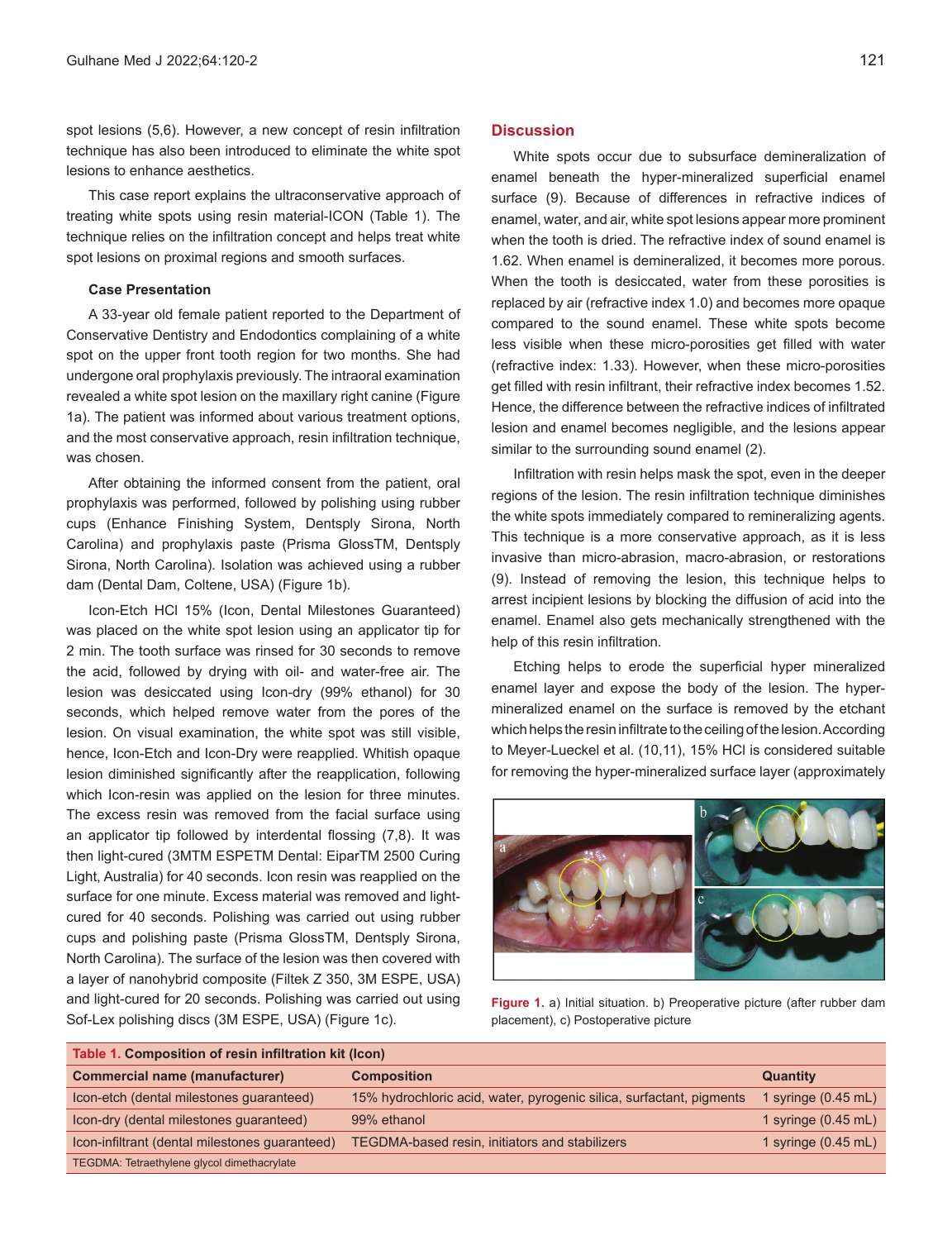spot lesions (5,6). However, a new concept of resin infiltration technique has also been introduced to eliminate the white spot lesions to enhance aesthetics.

This case report explains the ultraconservative approach of treating white spots using resin material-ICON (Table 1). The technique relies on the infiltration concept and helps treat white spot lesions on proximal regions and smooth surfaces.

### Case Presentation

A 33-year old female patient reported to the Department of Conservative Dentistry and Endodontics complaining of a white spot on the upper front tooth region for two months. She had undergone oral prophylaxis previously. The intraoral examination revealed a white spot lesion on the maxillary right canine (Figure 1a). The patient was informed about various treatment options, and the most conservative approach, resin infiltration technique, was chosen.

After obtaining the informed consent from the patient, oral prophylaxis was performed, followed by polishing using rubber cups (Enhance Finishing System, Dentsply Sirona, North Carolina) and prophylaxis paste (Prisma GlossTM, Dentsply Sirona, North Carolina). Isolation was achieved using a rubber dam (Dental Dam, Coltene, USA) (Figure 1b).

Icon-Etch HCl 15% (Icon, Dental Milestones Guaranteed) was placed on the white spot lesion using an applicator tip for 2 min. The tooth surface was rinsed for 30 seconds to remove the acid, followed by drying with oil- and water-free air. The lesion was desiccated using Icon-dry (99% ethanol) for 30 seconds, which helped remove water from the pores of the lesion. On visual examination, the white spot was still visible, hence, Icon-Etch and Icon-Dry were reapplied. Whitish opaque lesion diminished significantly after the reapplication, following which Icon-resin was applied on the lesion for three minutes. The excess resin was removed from the facial surface using an applicator tip followed by interdental flossing (7,8). It was then light-cured (3MTM ESPETM Dental: EiparTM 2500 Curing Light, Australia) for 40 seconds. Icon resin was reapplied on the surface for one minute. Excess material was removed and light-cured for 40 seconds. Polishing was carried out using rubber cups and polishing paste (Prisma GlossTM, Dentsply Sirona, North Carolina). The surface of the lesion was then covered with a layer of nanohybrid composite (Filtek Z 350, 3M ESPE, USA) and light-cured for 20 seconds. Polishing was carried out using Sof-Lex polishing discs (3M ESPE, USA) (Figure 1c).

## Discussion

White spots occur due to subsurface demineralization of enamel beneath the hyper-mineralized superficial enamel surface (9). Because of differences in refractive indices of enamel, water, and air, white spot lesions appear more prominent when the tooth is dried. The refractive index of sound enamel is 1.62. When enamel is demineralized, it becomes more porous. When the tooth is desiccated, water from these porosities is replaced by air (refractive index 1.0) and becomes more opaque compared to the sound enamel. These white spots become less visible when these micro-porosities get filled with water (refractive index: 1.33). However, when these micro-porosities get filled with resin infiltrant, their refractive index becomes 1.52. Hence, the difference between the refractive indices of infiltrated lesion and enamel becomes negligible, and the lesions appear similar to the surrounding sound enamel (2).

Infiltration with resin helps mask the spot, even in the deeper regions of the lesion. The resin infiltration technique diminishes the white spots immediately compared to remineralizing agents. This technique is a more conservative approach, as it is less invasive than micro-abrasion, macro-abrasion, or restorations (9). Instead of removing the lesion, this technique helps to arrest incipient lesions by blocking the diffusion of acid into the enamel. Enamel also gets mechanically strengthened with the help of this resin infiltration.

Etching helps to erode the superficial hyper mineralized enamel layer and expose the body of the lesion. The hyper-mineralized enamel on the surface is removed by the etchant which helps the resin infiltrate to the ceiling of the lesion. According to Meyer-Lueckel et al. (10,11), 15% HCl is considered suitable for removing the hyper-mineralized surface layer (approximately

**Figure 1.** a) Initial situation. b) Preoperative picture (after rubber dam placement), c) Postoperative picture

**Table 1. Composition of resin infiltration kit (Icon)**

| Commercial name (manufacturer) | Composition | Quantity |
|---|---|---|
| Icon-etch (dental milestones guaranteed) | 15% hydrochloric acid, water, pyrogenic silica, surfactant, pigments | 1 syringe (0.45 mL) |
| Icon-dry (dental milestones guaranteed) | 99% ethanol | 1 syringe (0.45 mL) |
| Icon-infiltrant (dental milestones guaranteed) | TEGDMA-based resin, initiators and stabilizers | 1 syringe (0.45 mL) |

TEGDMA: Tetraethylene glycol dimethacrylate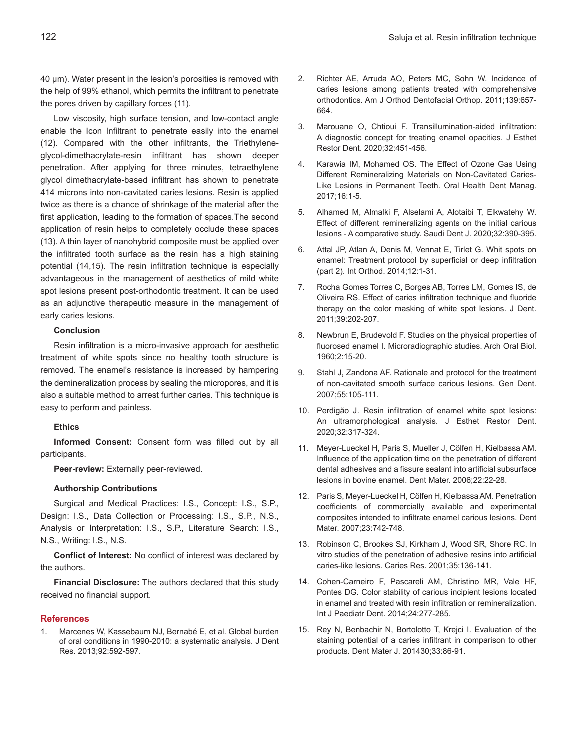40 µm). Water present in the lesion's porosities is removed with the help of 99% ethanol, which permits the infiltrant to penetrate the pores driven by capillary forces (11).

Low viscosity, high surface tension, and low-contact angle enable the Icon Infiltrant to penetrate easily into the enamel (12). Compared with the other infiltrants, the Triethylene-glycol-dimethacrylate-resin infiltrant has shown deeper penetration. After applying for three minutes, tetraethylene glycol dimethacrylate-based infiltrant has shown to penetrate 414 microns into non-cavitated caries lesions. Resin is applied twice as there is a chance of shrinkage of the material after the first application, leading to the formation of spaces.The second application of resin helps to completely occlude these spaces (13). A thin layer of nanohybrid composite must be applied over the infiltrated tooth surface as the resin has a high staining potential (14,15). The resin infiltration technique is especially advantageous in the management of aesthetics of mild white spot lesions present post-orthodontic treatment. It can be used as an adjunctive therapeutic measure in the management of early caries lesions.

## Conclusion

Resin infiltration is a micro-invasive approach for aesthetic treatment of white spots since no healthy tooth structure is removed. The enamel's resistance is increased by hampering the demineralization process by sealing the micropores, and it is also a suitable method to arrest further caries. This technique is easy to perform and painless.

## Ethics

**Informed Consent:** Consent form was filled out by all participants.

**Peer-review:** Externally peer-reviewed.

## Authorship Contributions

Surgical and Medical Practices: I.S., Concept: I.S., S.P., Design: I.S., Data Collection or Processing: I.S., S.P., N.S., Analysis or Interpretation: I.S., S.P., Literature Search: I.S., N.S., Writing: I.S., N.S.

**Conflict of Interest:** No conflict of interest was declared by the authors.

**Financial Disclosure:** The authors declared that this study received no financial support.

## References

1. Marcenes W, Kassebaum NJ, Bernabé E, et al. Global burden of oral conditions in 1990-2010: a systematic analysis. J Dent Res. 2013;92:592-597.
2. Richter AE, Arruda AO, Peters MC, Sohn W. Incidence of caries lesions among patients treated with comprehensive orthodontics. Am J Orthod Dentofacial Orthop. 2011;139:657-664.
3. Marouane O, Chtioui F. Transillumination-aided infiltration: A diagnostic concept for treating enamel opacities. J Esthet Restor Dent. 2020;32:451-456.
4. Karawia IM, Mohamed OS. The Effect of Ozone Gas Using Different Remineralizing Materials on Non-Cavitated Caries-Like Lesions in Permanent Teeth. Oral Health Dent Manag. 2017;16:1-5.
5. Alhamed M, Almalki F, Alselami A, Alotaibi T, Elkwatehy W. Effect of different remineralizing agents on the initial carious lesions - A comparative study. Saudi Dent J. 2020;32:390-395.
6. Attal JP, Atlan A, Denis M, Vennat E, Tirlet G. Whit spots on enamel: Treatment protocol by superficial or deep infiltration (part 2). Int Orthod. 2014;12:1-31.
7. Rocha Gomes Torres C, Borges AB, Torres LM, Gomes IS, de Oliveira RS. Effect of caries infiltration technique and fluoride therapy on the color masking of white spot lesions. J Dent. 2011;39:202-207.
8. Newbrun E, Brudevold F. Studies on the physical properties of fluorosed enamel I. Microradiographic studies. Arch Oral Biol. 1960;2:15-20.
9. Stahl J, Zandona AF. Rationale and protocol for the treatment of non-cavitated smooth surface carious lesions. Gen Dent. 2007;55:105-111.
10. Perdigão J. Resin infiltration of enamel white spot lesions: An ultramorphological analysis. J Esthet Restor Dent. 2020;32:317-324.
11. Meyer-Lueckel H, Paris S, Mueller J, Cölfen H, Kielbassa AM. Influence of the application time on the penetration of different dental adhesives and a fissure sealant into artificial subsurface lesions in bovine enamel. Dent Mater. 2006;22:22-28.
12. Paris S, Meyer-Lueckel H, Cölfen H, Kielbassa AM. Penetration coefficients of commercially available and experimental composites intended to infiltrate enamel carious lesions. Dent Mater. 2007;23:742-748.
13. Robinson C, Brookes SJ, Kirkham J, Wood SR, Shore RC. In vitro studies of the penetration of adhesive resins into artificial caries-like lesions. Caries Res. 2001;35:136-141.
14. Cohen-Carneiro F, Pascareli AM, Christino MR, Vale HF, Pontes DG. Color stability of carious incipient lesions located in enamel and treated with resin infiltration or remineralization. Int J Paediatr Dent. 2014;24:277-285.
15. Rey N, Benbachir N, Bortolotto T, Krejci I. Evaluation of the staining potential of a caries infiltrant in comparison to other products. Dent Mater J. 201430;33:86-91.